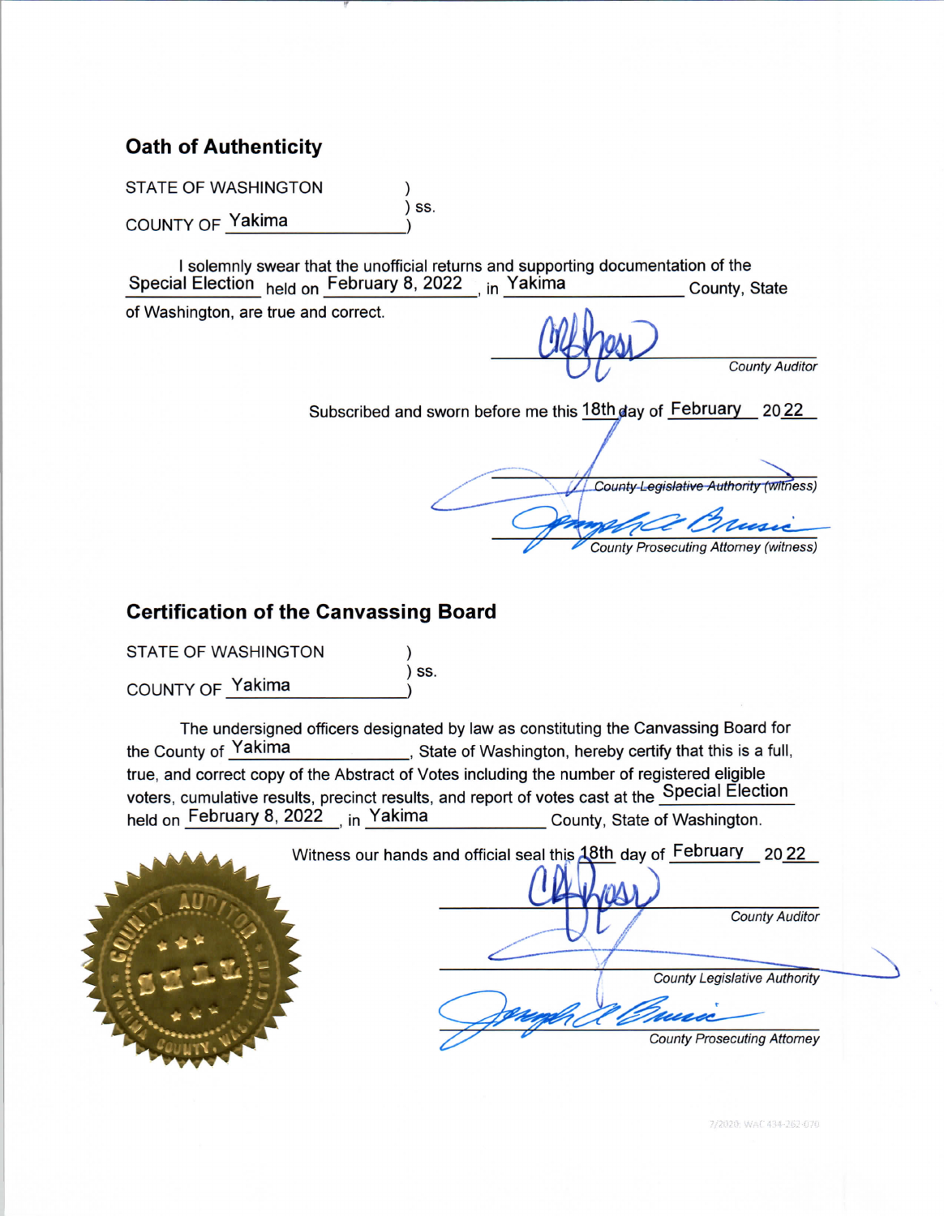## Oath of Authenticity

STATE OF WASHINGTON )
) ss.
COUNTY OF Yakima )

I solemnly swear that the unofficial returns and supporting documentation of the Special Election held on February 8, 2022, in Yakima County, State of Washington, are true and correct.

County Auditor

Subscribed and sworn before me this 18th day of February 2022

County Legislative Authority (witness)

County Prosecuting Attorney (witness)

## Certification of the Canvassing Board

STATE OF WASHINGTON )
) ss.
COUNTY OF Yakima )

The undersigned officers designated by law as constituting the Canvassing Board for the County of Yakima, State of Washington, hereby certify that this is a full, true, and correct copy of the Abstract of Votes including the number of registered eligible voters, cumulative results, precinct results, and report of votes cast at the Special Election held on February 8, 2022, in Yakima County, State of Washington.

Witness our hands and official seal this 18th day of February 2022

County Auditor

County Legislative Authority

County Prosecuting Attorney

7/2020: WAC 434-262-070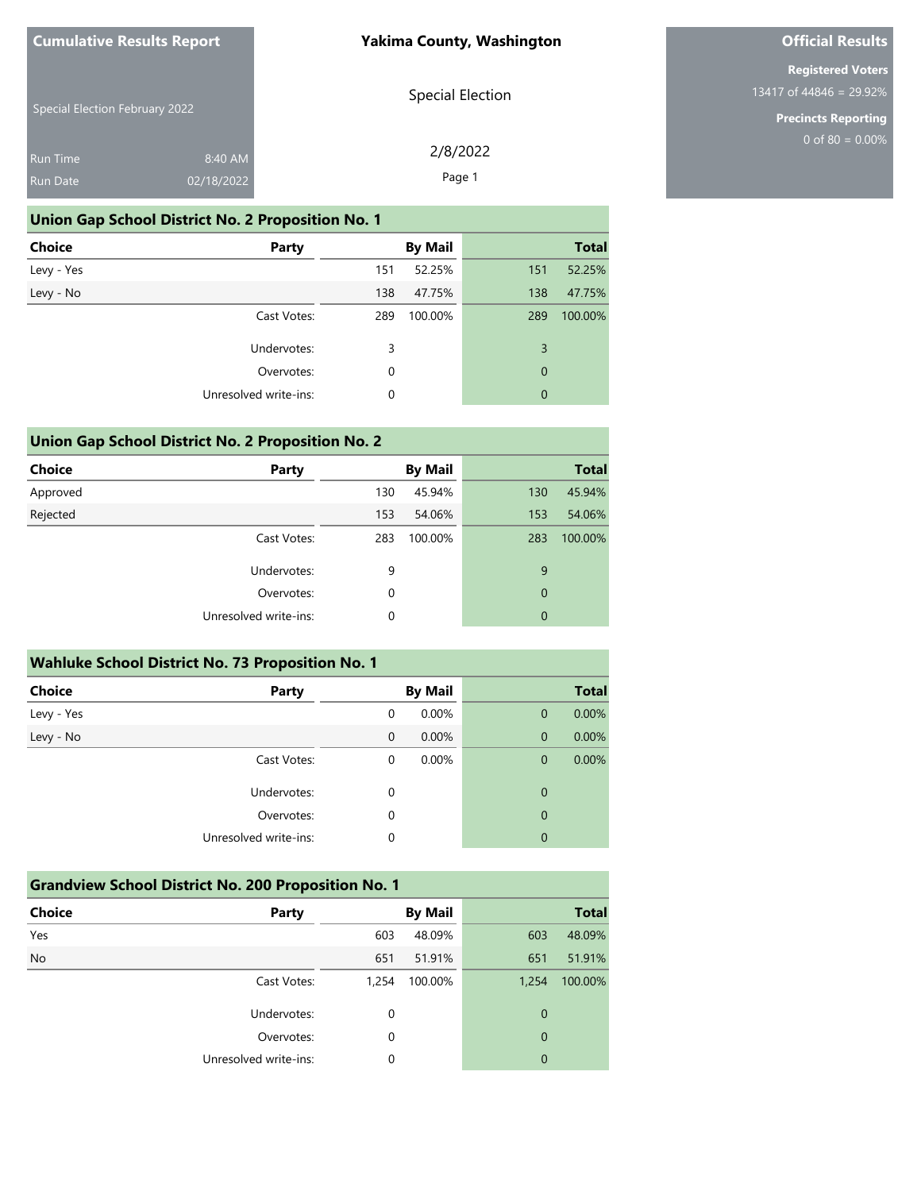**Cumulative Results Report**

Special Election February 2022

Run Time 8:40 AM
Run Date 02/18/2022

**Yakima County, Washington**

Special Election

2/8/2022

**Official Results**

**Registered Voters**
13417 of 44846 = 29.92%

**Precincts Reporting**
0 of 80 = 0.00%

## Union Gap School District No. 2 Proposition No. 1

| Choice | Party | By Mail | | Total | |
|---|---|---|---|---|---|
| Levy - Yes | | 151 | 52.25% | 151 | 52.25% |
| Levy - No | | 138 | 47.75% | 138 | 47.75% |
| | Cast Votes: | 289 | 100.00% | 289 | 100.00% |
| | Undervotes: | 3 | | 3 | |
| | Overvotes: | 0 | | 0 | |
| | Unresolved write-ins: | 0 | | 0 | |

## Union Gap School District No. 2 Proposition No. 2

| Choice | Party | By Mail | | Total | |
|---|---|---|---|---|---|
| Approved | | 130 | 45.94% | 130 | 45.94% |
| Rejected | | 153 | 54.06% | 153 | 54.06% |
| | Cast Votes: | 283 | 100.00% | 283 | 100.00% |
| | Undervotes: | 9 | | 9 | |
| | Overvotes: | 0 | | 0 | |
| | Unresolved write-ins: | 0 | | 0 | |

## Wahluke School District No. 73 Proposition No. 1

| Choice | Party | By Mail | | Total | |
|---|---|---|---|---|---|
| Levy - Yes | | 0 | 0.00% | 0 | 0.00% |
| Levy - No | | 0 | 0.00% | 0 | 0.00% |
| | Cast Votes: | 0 | 0.00% | 0 | 0.00% |
| | Undervotes: | 0 | | 0 | |
| | Overvotes: | 0 | | 0 | |
| | Unresolved write-ins: | 0 | | 0 | |

## Grandview School District No. 200 Proposition No. 1

| Choice | Party | By Mail | | Total | |
|---|---|---|---|---|---|
| Yes | | 603 | 48.09% | 603 | 48.09% |
| No | | 651 | 51.91% | 651 | 51.91% |
| | Cast Votes: | 1,254 | 100.00% | 1,254 | 100.00% |
| | Undervotes: | 0 | | 0 | |
| | Overvotes: | 0 | | 0 | |
| | Unresolved write-ins: | 0 | | 0 | |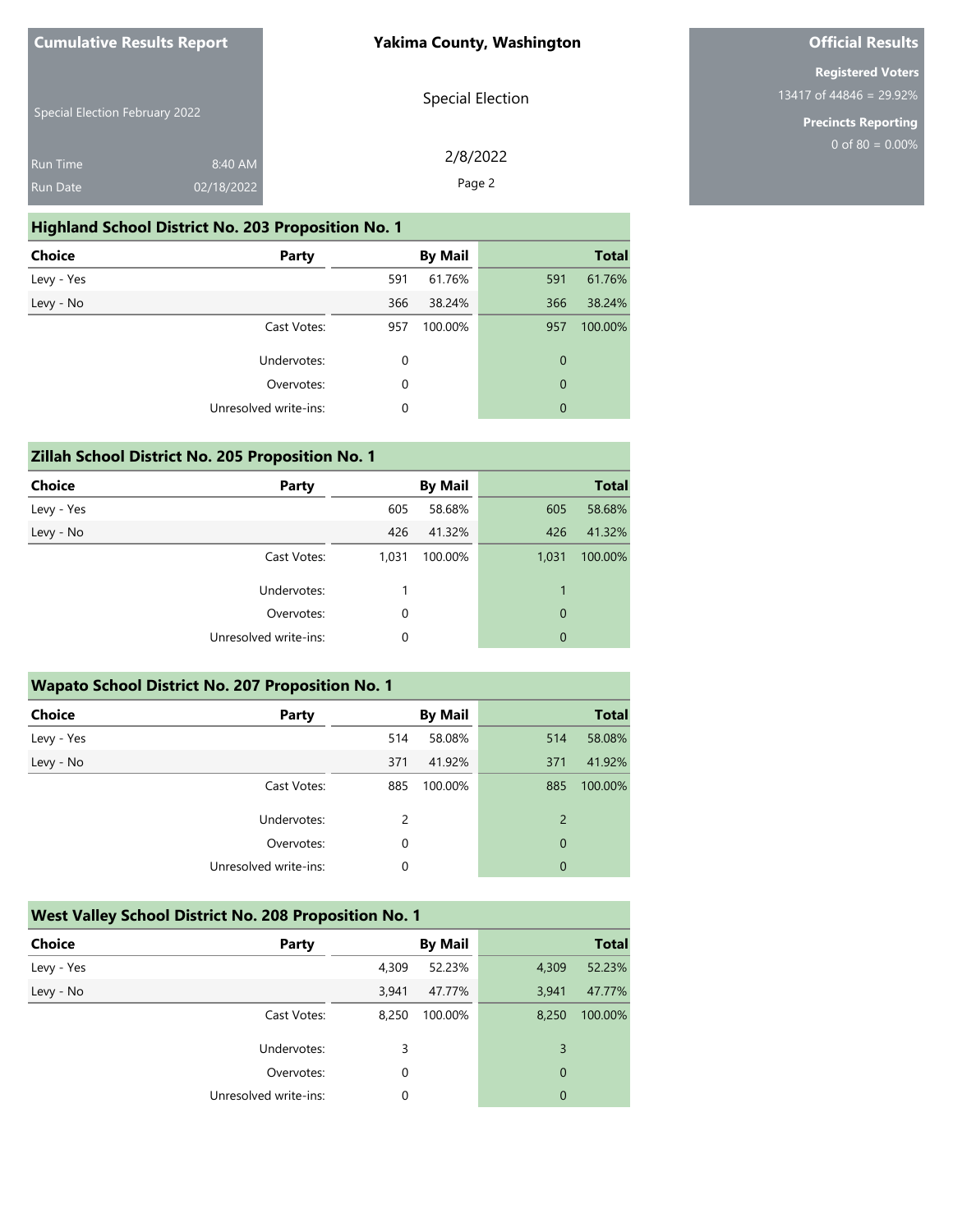**Cumulative Results Report**

Special Election February 2022

Run Time 8:40 AM

Run Date 02/18/2022

**Yakima County, Washington**

Special Election

2/8/2022

**Official Results**

**Registered Voters**

13417 of 44846 = 29.92%

**Precincts Reporting**

0 of 80 = 0.00%

## Highland School District No. 203 Proposition No. 1

| Choice | Party | By Mail | | Total | |
|---|---|---|---|---|---|
| Levy - Yes | | 591 | 61.76% | 591 | 61.76% |
| Levy - No | | 366 | 38.24% | 366 | 38.24% |
| | Cast Votes: | 957 | 100.00% | 957 | 100.00% |
| | Undervotes: | 0 | | 0 | |
| | Overvotes: | 0 | | 0 | |
| | Unresolved write-ins: | 0 | | 0 | |

## Zillah School District No. 205 Proposition No. 1

| Choice | Party | By Mail | | Total | |
|---|---|---|---|---|---|
| Levy - Yes | | 605 | 58.68% | 605 | 58.68% |
| Levy - No | | 426 | 41.32% | 426 | 41.32% |
| | Cast Votes: | 1,031 | 100.00% | 1,031 | 100.00% |
| | Undervotes: | 1 | | 1 | |
| | Overvotes: | 0 | | 0 | |
| | Unresolved write-ins: | 0 | | 0 | |

## Wapato School District No. 207 Proposition No. 1

| Choice | Party | By Mail | | Total | |
|---|---|---|---|---|---|
| Levy - Yes | | 514 | 58.08% | 514 | 58.08% |
| Levy - No | | 371 | 41.92% | 371 | 41.92% |
| | Cast Votes: | 885 | 100.00% | 885 | 100.00% |
| | Undervotes: | 2 | | 2 | |
| | Overvotes: | 0 | | 0 | |
| | Unresolved write-ins: | 0 | | 0 | |

## West Valley School District No. 208 Proposition No. 1

| Choice | Party | By Mail | | Total | |
|---|---|---|---|---|---|
| Levy - Yes | | 4,309 | 52.23% | 4,309 | 52.23% |
| Levy - No | | 3,941 | 47.77% | 3,941 | 47.77% |
| | Cast Votes: | 8,250 | 100.00% | 8,250 | 100.00% |
| | Undervotes: | 3 | | 3 | |
| | Overvotes: | 0 | | 0 | |
| | Unresolved write-ins: | 0 | | 0 | |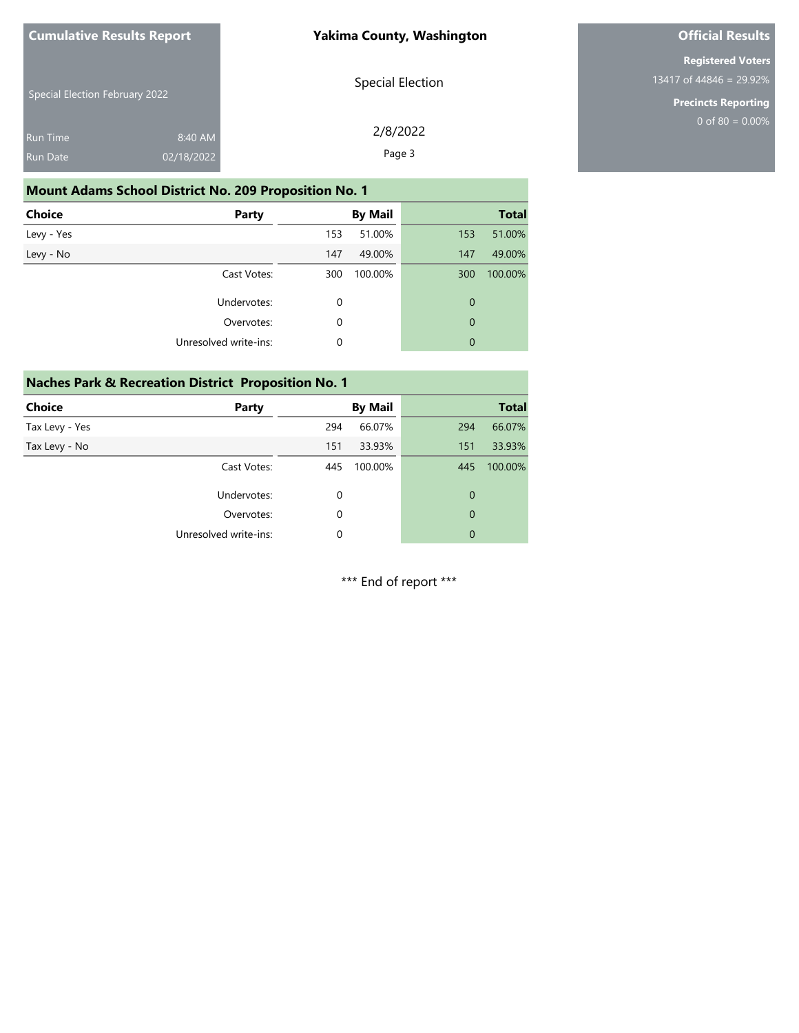**Cumulative Results Report**

Special Election February 2022

Run Time 8:40 AM
Run Date 02/18/2022

**Yakima County, Washington**

Special Election

2/8/2022

**Official Results**

**Registered Voters**
13417 of 44846 = 29.92%

**Precincts Reporting**
0 of 80 = 0.00%

## Mount Adams School District No. 209 Proposition No. 1

| Choice | Party | By Mail | | Total | |
|---|---|---|---|---|---|
| Levy - Yes | | 153 | 51.00% | 153 | 51.00% |
| Levy - No | | 147 | 49.00% | 147 | 49.00% |
| | Cast Votes: | 300 | 100.00% | 300 | 100.00% |
| | Undervotes: | 0 | | 0 | |
| | Overvotes: | 0 | | 0 | |
| | Unresolved write-ins: | 0 | | 0 | |

## Naches Park & Recreation District Proposition No. 1

| Choice | Party | By Mail | | Total | |
|---|---|---|---|---|---|
| Tax Levy - Yes | | 294 | 66.07% | 294 | 66.07% |
| Tax Levy - No | | 151 | 33.93% | 151 | 33.93% |
| | Cast Votes: | 445 | 100.00% | 445 | 100.00% |
| | Undervotes: | 0 | | 0 | |
| | Overvotes: | 0 | | 0 | |
| | Unresolved write-ins: | 0 | | 0 | |

*** End of report ***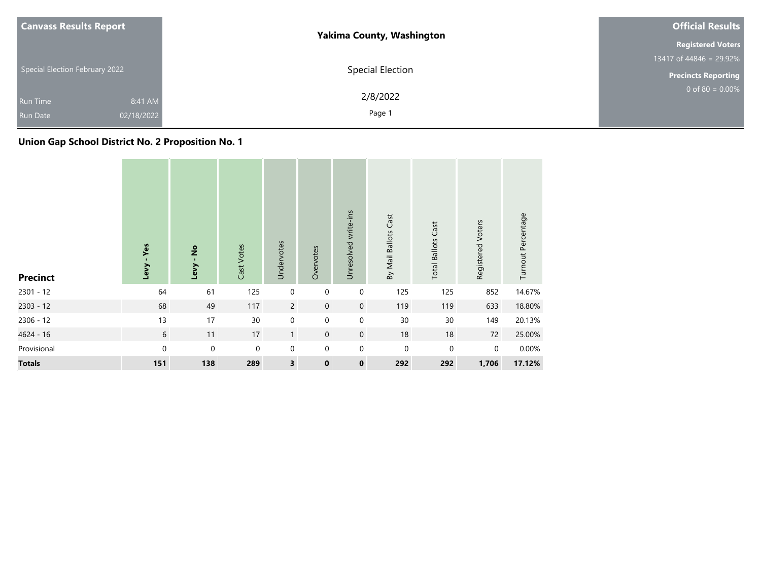| Canvass Results Report | Yakima County, Washington | Official Results |
|---|---|---|
| Special Election February 2022 | Special Election | Registered Voters 13417 of 44846 = 29.92% |
| Run Time 8:41 AM | 2/8/2022 | Precincts Reporting 0 of 80 = 0.00% |
| Run Date 02/18/2022 | | |

## Union Gap School District No. 2 Proposition No. 1

| Precinct | Levy - Yes | Levy - No | Cast Votes | Undervotes | Overvotes | Unresolved write-ins | By Mail Ballots Cast | Total Ballots Cast | Registered Voters | Turnout Percentage |
|---|---|---|---|---|---|---|---|---|---|---|
| 2301 - 12 | 64 | 61 | 125 | 0 | 0 | 0 | 125 | 125 | 852 | 14.67% |
| 2303 - 12 | 68 | 49 | 117 | 2 | 0 | 0 | 119 | 119 | 633 | 18.80% |
| 2306 - 12 | 13 | 17 | 30 | 0 | 0 | 0 | 30 | 30 | 149 | 20.13% |
| 4624 - 16 | 6 | 11 | 17 | 1 | 0 | 0 | 18 | 18 | 72 | 25.00% |
| Provisional | 0 | 0 | 0 | 0 | 0 | 0 | 0 | 0 | 0 | 0.00% |
| **Totals** | **151** | **138** | **289** | **3** | **0** | **0** | **292** | **292** | **1,706** | **17.12%** |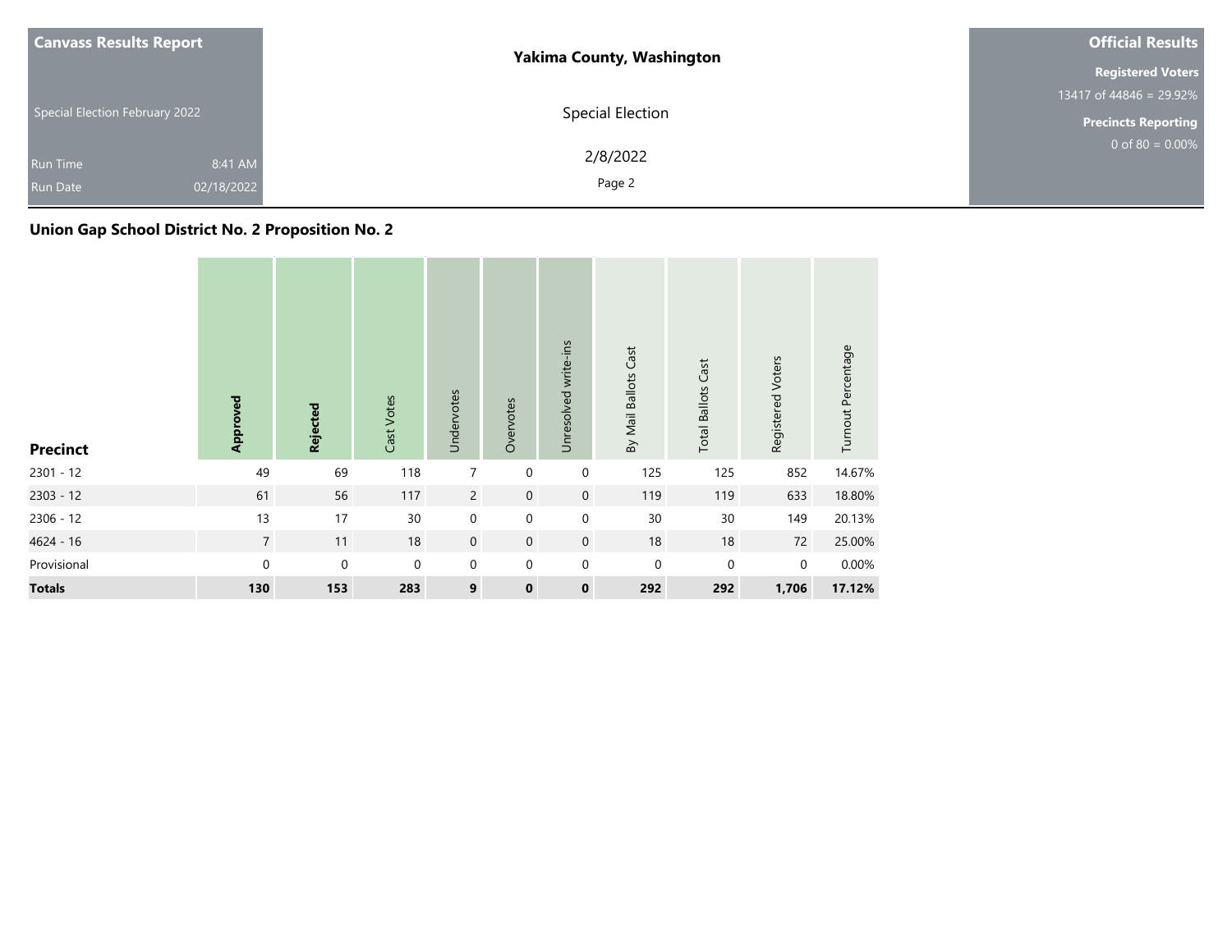| Canvass Results Report | Yakima County, Washington | Official Results |
|---|---|---|
| Special Election February 2022 | Special Election | Registered Voters 13417 of 44846 = 29.92% |
| Run Time 8:41 AM | 2/8/2022 | Precincts Reporting 0 of 80 = 0.00% |
| Run Date 02/18/2022 | | |

## Union Gap School District No. 2 Proposition No. 2

| Precinct | **Approved** | **Rejected** | Cast Votes | Undervotes | Overvotes | Unresolved write-ins | By Mail Ballots Cast | Total Ballots Cast | Registered Voters | Turnout Percentage |
|---|---|---|---|---|---|---|---|---|---|---|
| 2301 - 12 | 49 | 69 | 118 | 7 | 0 | 0 | 125 | 125 | 852 | 14.67% |
| 2303 - 12 | 61 | 56 | 117 | 2 | 0 | 0 | 119 | 119 | 633 | 18.80% |
| 2306 - 12 | 13 | 17 | 30 | 0 | 0 | 0 | 30 | 30 | 149 | 20.13% |
| 4624 - 16 | 7 | 11 | 18 | 0 | 0 | 0 | 18 | 18 | 72 | 25.00% |
| Provisional | 0 | 0 | 0 | 0 | 0 | 0 | 0 | 0 | 0 | 0.00% |
| **Totals** | **130** | **153** | **283** | **9** | **0** | **0** | **292** | **292** | **1,706** | **17.12%** |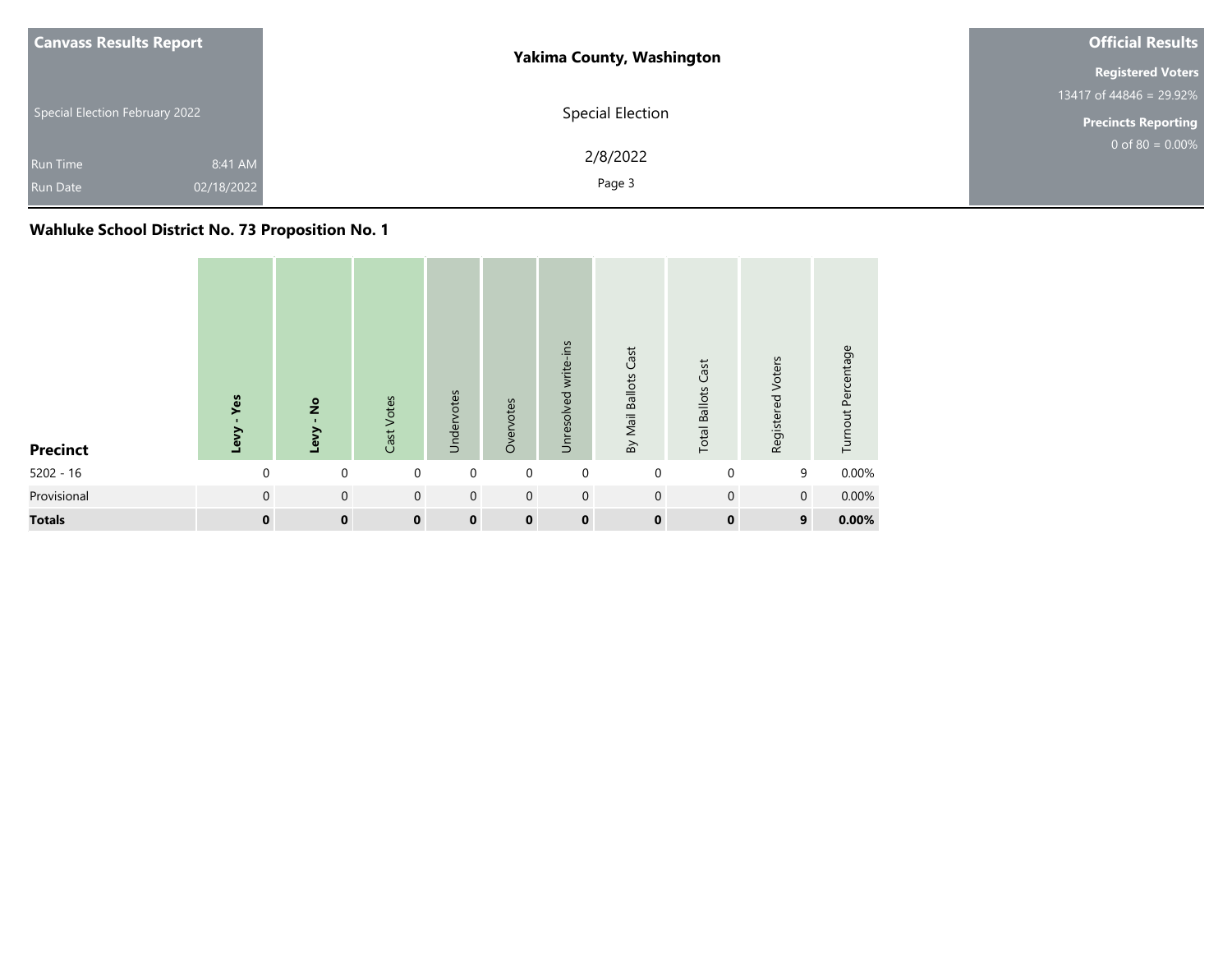**Canvass Results Report**

Special Election February 2022

Run Time 8:41 AM

Run Date 02/18/2022

**Yakima County, Washington**

Special Election

2/8/2022

**Official Results**

**Registered Voters**

13417 of 44846 = 29.92%

**Precincts Reporting**

0 of 80 = 0.00%

## Wahluke School District No. 73 Proposition No. 1

| Precinct | Levy - Yes | Levy - No | Cast Votes | Undervotes | Overvotes | Unresolved write-ins | By Mail Ballots Cast | Total Ballots Cast | Registered Voters | Turnout Percentage |
|---|---|---|---|---|---|---|---|---|---|---|
| 5202 - 16 | 0 | 0 | 0 | 0 | 0 | 0 | 0 | 0 | 9 | 0.00% |
| Provisional | 0 | 0 | 0 | 0 | 0 | 0 | 0 | 0 | 0 | 0.00% |
| **Totals** | **0** | **0** | **0** | **0** | **0** | **0** | **0** | **0** | **9** | **0.00%** |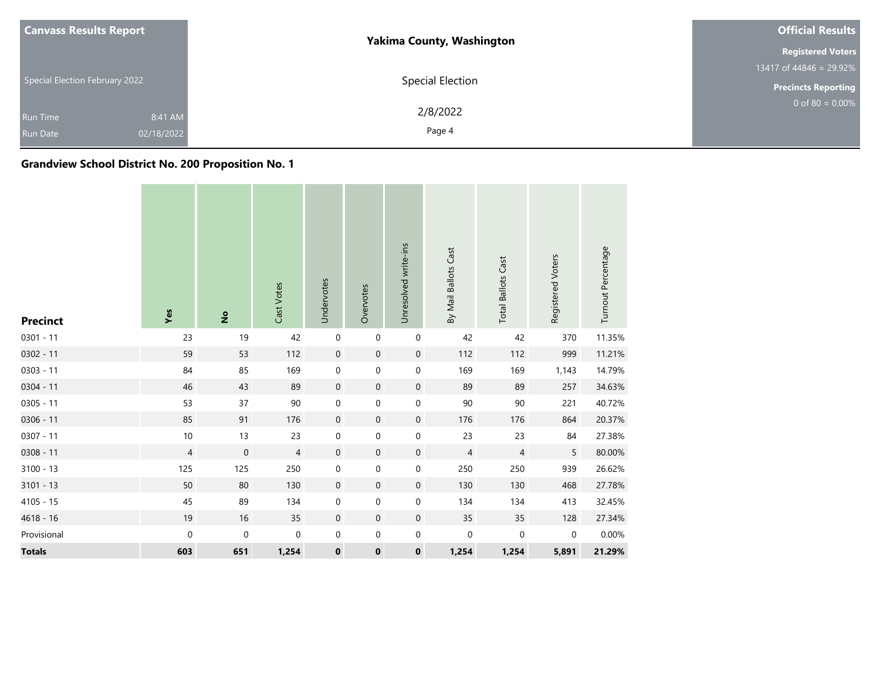**Canvass Results Report**

Special Election February 2022

Run Time 8:41 AM

Run Date 02/18/2022

**Yakima County, Washington**

Special Election

2/8/2022

**Official Results**

**Registered Voters**

13417 of 44846 = 29.92%

**Precincts Reporting**

0 of 80 = 0.00%

## Grandview School District No. 200 Proposition No. 1

| Precinct | Yes | No | Cast Votes | Undervotes | Overvotes | Unresolved write-ins | By Mail Ballots Cast | Total Ballots Cast | Registered Voters | Turnout Percentage |
|---|---|---|---|---|---|---|---|---|---|---|
| 0301 - 11 | 23 | 19 | 42 | 0 | 0 | 0 | 42 | 42 | 370 | 11.35% |
| 0302 - 11 | 59 | 53 | 112 | 0 | 0 | 0 | 112 | 112 | 999 | 11.21% |
| 0303 - 11 | 84 | 85 | 169 | 0 | 0 | 0 | 169 | 169 | 1,143 | 14.79% |
| 0304 - 11 | 46 | 43 | 89 | 0 | 0 | 0 | 89 | 89 | 257 | 34.63% |
| 0305 - 11 | 53 | 37 | 90 | 0 | 0 | 0 | 90 | 90 | 221 | 40.72% |
| 0306 - 11 | 85 | 91 | 176 | 0 | 0 | 0 | 176 | 176 | 864 | 20.37% |
| 0307 - 11 | 10 | 13 | 23 | 0 | 0 | 0 | 23 | 23 | 84 | 27.38% |
| 0308 - 11 | 4 | 0 | 4 | 0 | 0 | 0 | 4 | 4 | 5 | 80.00% |
| 3100 - 13 | 125 | 125 | 250 | 0 | 0 | 0 | 250 | 250 | 939 | 26.62% |
| 3101 - 13 | 50 | 80 | 130 | 0 | 0 | 0 | 130 | 130 | 468 | 27.78% |
| 4105 - 15 | 45 | 89 | 134 | 0 | 0 | 0 | 134 | 134 | 413 | 32.45% |
| 4618 - 16 | 19 | 16 | 35 | 0 | 0 | 0 | 35 | 35 | 128 | 27.34% |
| Provisional | 0 | 0 | 0 | 0 | 0 | 0 | 0 | 0 | 0 | 0.00% |
| **Totals** | **603** | **651** | **1,254** | **0** | **0** | **0** | **1,254** | **1,254** | **5,891** | **21.29%** |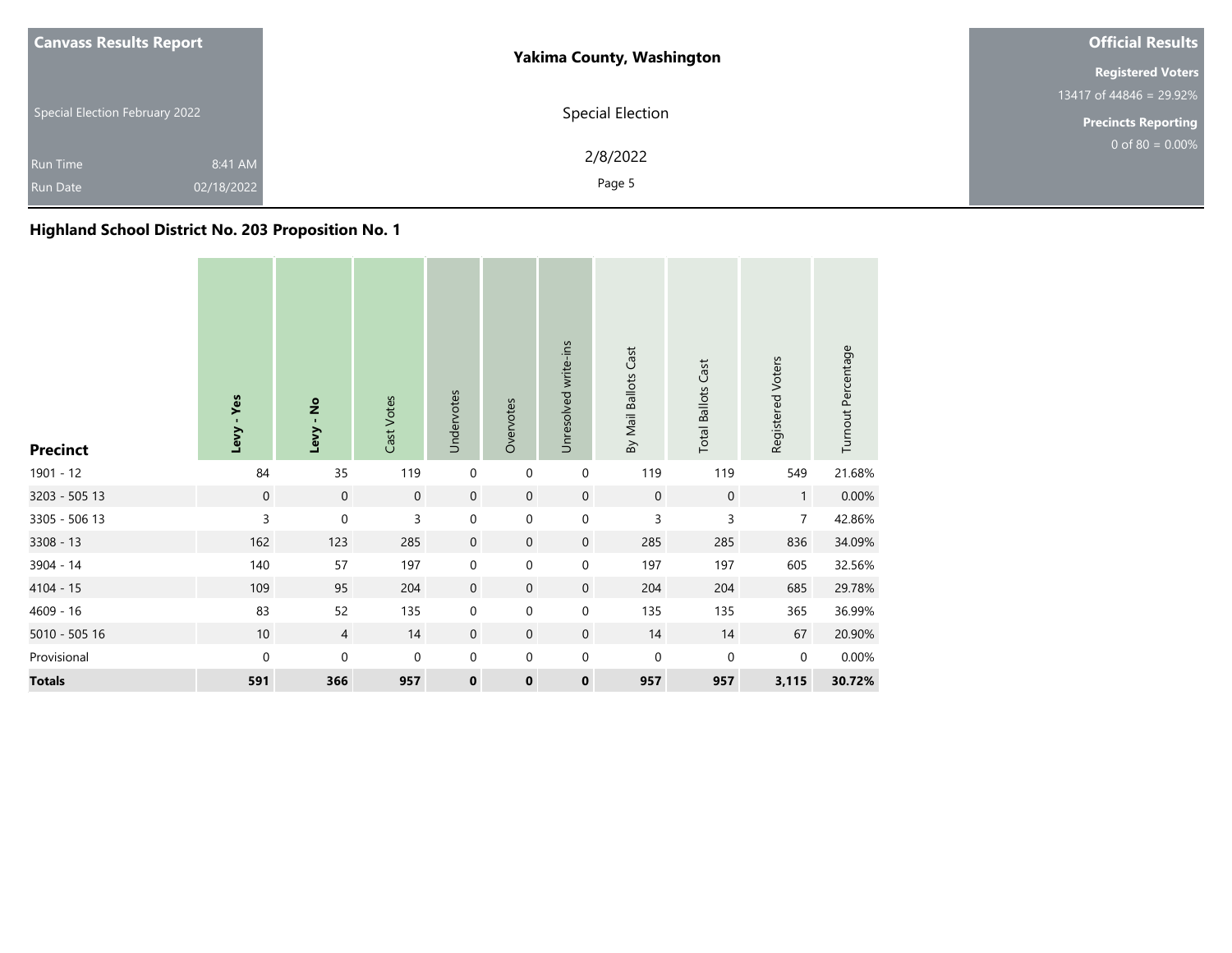**Canvass Results Report**

Special Election February 2022

Run Time 8:41 AM
Run Date 02/18/2022

**Yakima County, Washington**

Special Election

2/8/2022

**Official Results**

**Registered Voters**
13417 of 44846 = 29.92%

**Precincts Reporting**
0 of 80 = 0.00%

## Highland School District No. 203 Proposition No. 1

| Precinct | Levy - Yes | Levy - No | Cast Votes | Undervotes | Overvotes | Unresolved write-ins | By Mail Ballots Cast | Total Ballots Cast | Registered Voters | Turnout Percentage |
|---|---|---|---|---|---|---|---|---|---|---|
| 1901 - 12 | 84 | 35 | 119 | 0 | 0 | 0 | 119 | 119 | 549 | 21.68% |
| 3203 - 505 13 | 0 | 0 | 0 | 0 | 0 | 0 | 0 | 0 | 1 | 0.00% |
| 3305 - 506 13 | 3 | 0 | 3 | 0 | 0 | 0 | 3 | 3 | 7 | 42.86% |
| 3308 - 13 | 162 | 123 | 285 | 0 | 0 | 0 | 285 | 285 | 836 | 34.09% |
| 3904 - 14 | 140 | 57 | 197 | 0 | 0 | 0 | 197 | 197 | 605 | 32.56% |
| 4104 - 15 | 109 | 95 | 204 | 0 | 0 | 0 | 204 | 204 | 685 | 29.78% |
| 4609 - 16 | 83 | 52 | 135 | 0 | 0 | 0 | 135 | 135 | 365 | 36.99% |
| 5010 - 505 16 | 10 | 4 | 14 | 0 | 0 | 0 | 14 | 14 | 67 | 20.90% |
| Provisional | 0 | 0 | 0 | 0 | 0 | 0 | 0 | 0 | 0 | 0.00% |
| **Totals** | **591** | **366** | **957** | **0** | **0** | **0** | **957** | **957** | **3,115** | **30.72%** |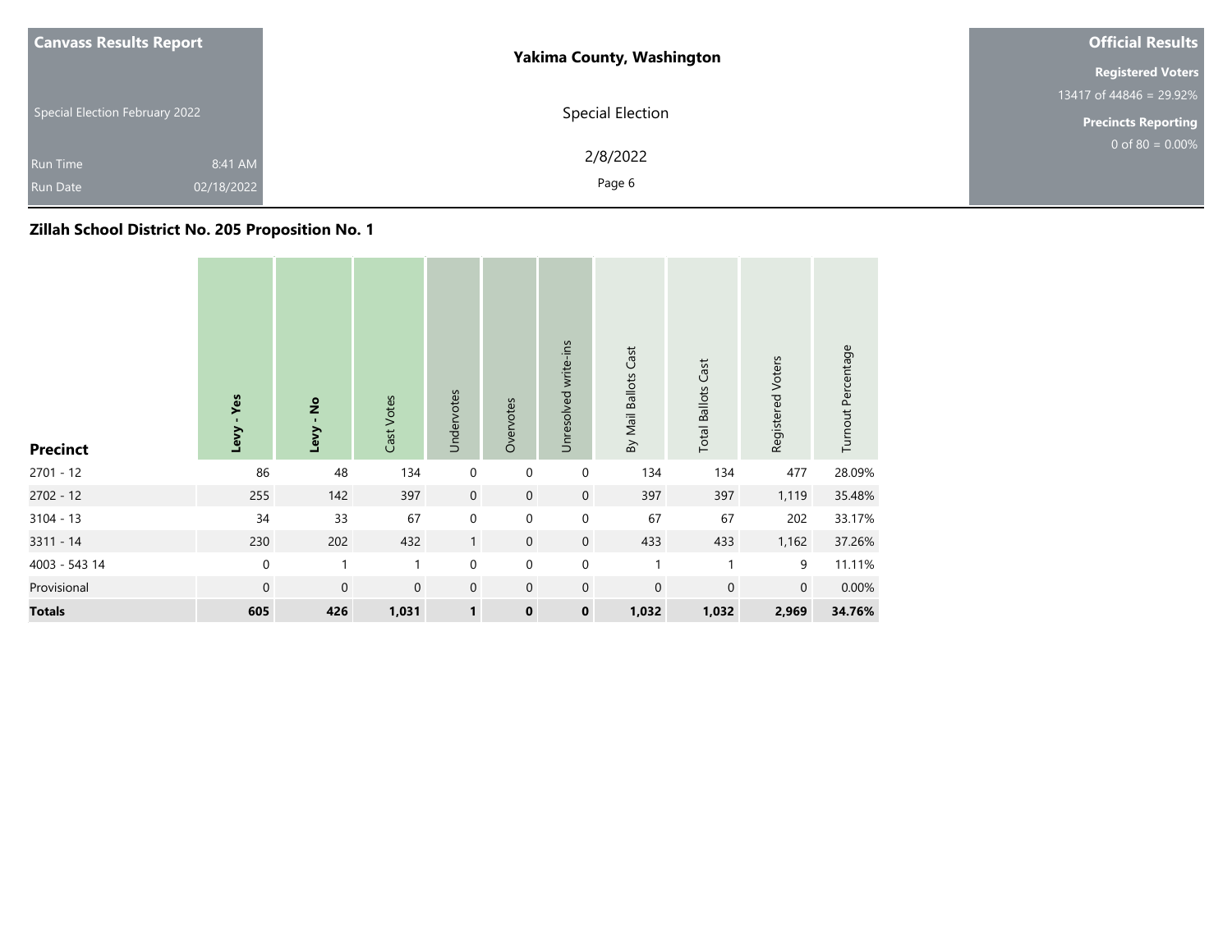| Canvass Results Report | Yakima County, Washington | Official Results |
|---|---|---|
| Special Election February 2022 | Special Election | Registered Voters 13417 of 44846 = 29.92% |
| Run Time 8:41 AM | 2/8/2022 | Precincts Reporting 0 of 80 = 0.00% |
| Run Date 02/18/2022 | | |

## Zillah School District No. 205 Proposition No. 1

| Precinct | Levy - Yes | Levy - No | Cast Votes | Undervotes | Overvotes | Unresolved write-ins | By Mail Ballots Cast | Total Ballots Cast | Registered Voters | Turnout Percentage |
|---|---|---|---|---|---|---|---|---|---|---|
| 2701 - 12 | 86 | 48 | 134 | 0 | 0 | 0 | 134 | 134 | 477 | 28.09% |
| 2702 - 12 | 255 | 142 | 397 | 0 | 0 | 0 | 397 | 397 | 1,119 | 35.48% |
| 3104 - 13 | 34 | 33 | 67 | 0 | 0 | 0 | 67 | 67 | 202 | 33.17% |
| 3311 - 14 | 230 | 202 | 432 | 1 | 0 | 0 | 433 | 433 | 1,162 | 37.26% |
| 4003 - 543 14 | 0 | 1 | 1 | 0 | 0 | 0 | 1 | 1 | 9 | 11.11% |
| Provisional | 0 | 0 | 0 | 0 | 0 | 0 | 0 | 0 | 0 | 0.00% |
| **Totals** | **605** | **426** | **1,031** | **1** | **0** | **0** | **1,032** | **1,032** | **2,969** | **34.76%** |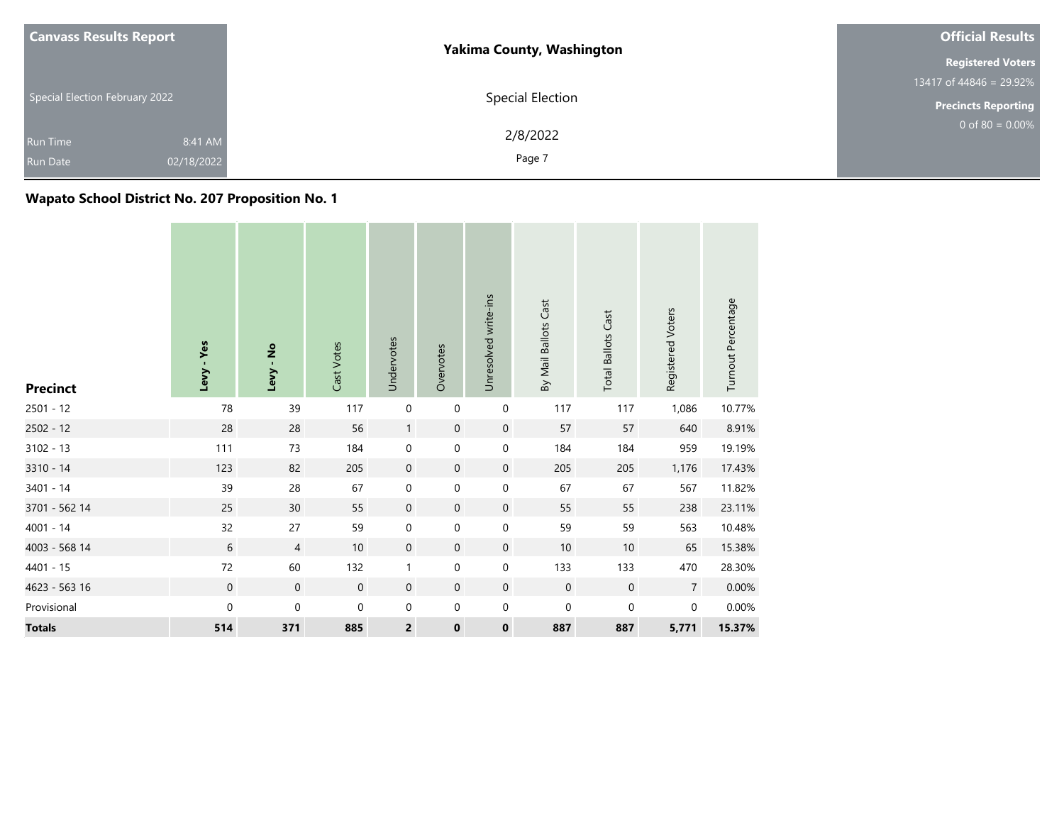| Canvass Results Report | Yakima County, Washington | Official Results |
|---|---|---|
| Special Election February 2022 | Special Election | Registered Voters 13417 of 44846 = 29.92% |
| Run Time 8:41 AM | 2/8/2022 | Precincts Reporting 0 of 80 = 0.00% |
| Run Date 02/18/2022 | | |

## Wapato School District No. 207 Proposition No. 1

| Precinct | Levy - Yes | Levy - No | Cast Votes | Undervotes | Overvotes | Unresolved write-ins | By Mail Ballots Cast | Total Ballots Cast | Registered Voters | Turnout Percentage |
|---|---|---|---|---|---|---|---|---|---|---|
| 2501 - 12 | 78 | 39 | 117 | 0 | 0 | 0 | 117 | 117 | 1,086 | 10.77% |
| 2502 - 12 | 28 | 28 | 56 | 1 | 0 | 0 | 57 | 57 | 640 | 8.91% |
| 3102 - 13 | 111 | 73 | 184 | 0 | 0 | 0 | 184 | 184 | 959 | 19.19% |
| 3310 - 14 | 123 | 82 | 205 | 0 | 0 | 0 | 205 | 205 | 1,176 | 17.43% |
| 3401 - 14 | 39 | 28 | 67 | 0 | 0 | 0 | 67 | 67 | 567 | 11.82% |
| 3701 - 562 14 | 25 | 30 | 55 | 0 | 0 | 0 | 55 | 55 | 238 | 23.11% |
| 4001 - 14 | 32 | 27 | 59 | 0 | 0 | 0 | 59 | 59 | 563 | 10.48% |
| 4003 - 568 14 | 6 | 4 | 10 | 0 | 0 | 0 | 10 | 10 | 65 | 15.38% |
| 4401 - 15 | 72 | 60 | 132 | 1 | 0 | 0 | 133 | 133 | 470 | 28.30% |
| 4623 - 563 16 | 0 | 0 | 0 | 0 | 0 | 0 | 0 | 0 | 7 | 0.00% |
| Provisional | 0 | 0 | 0 | 0 | 0 | 0 | 0 | 0 | 0 | 0.00% |
| **Totals** | **514** | **371** | **885** | **2** | **0** | **0** | **887** | **887** | **5,771** | **15.37%** |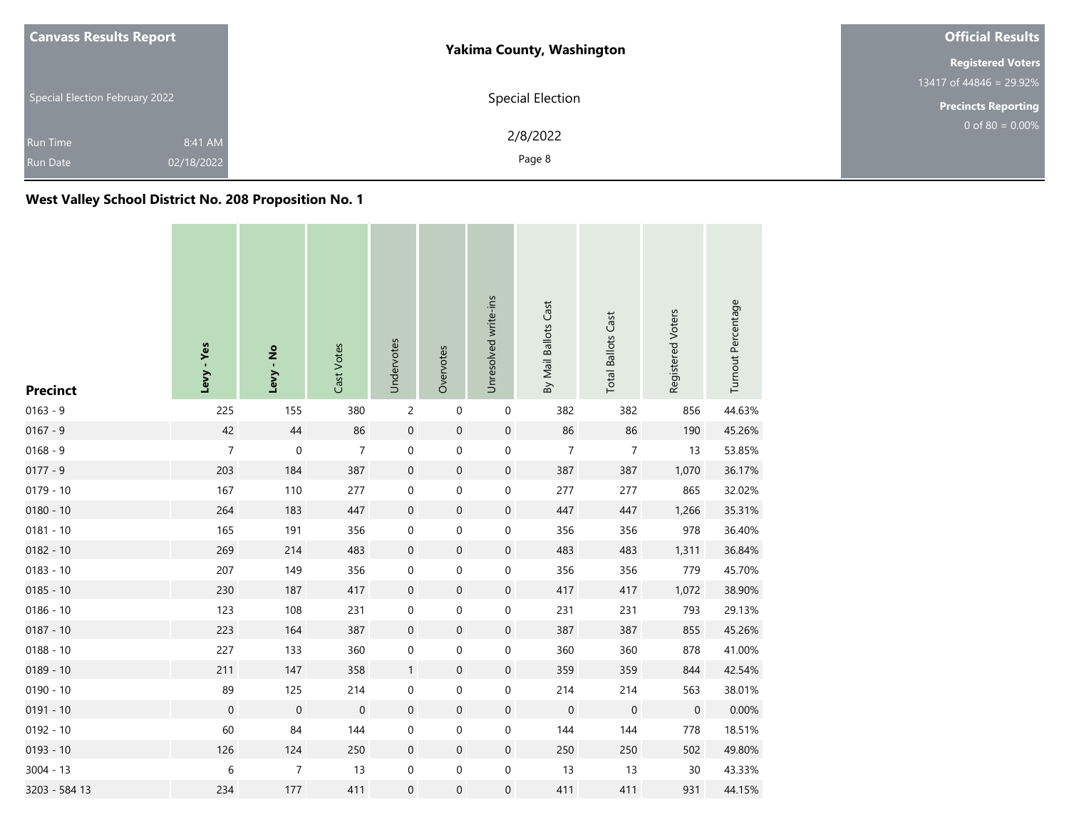| Canvass Results Report | Yakima County, Washington | Official Results |
|---|---|---|
| Special Election February 2022 | Special Election | Registered Voters 13417 of 44846 = 29.92% |
| Run Time 8:41 AM | 2/8/2022 | Precincts Reporting 0 of 80 = 0.00% |
| Run Date 02/18/2022 | | |

## West Valley School District No. 208 Proposition No. 1

| Precinct | Levy - Yes | Levy - No | Cast Votes | Undervotes | Overvotes | Unresolved write-ins | By Mail Ballots Cast | Total Ballots Cast | Registered Voters | Turnout Percentage |
|---|---|---|---|---|---|---|---|---|---|---|
| 0163 - 9 | 225 | 155 | 380 | 2 | 0 | 0 | 382 | 382 | 856 | 44.63% |
| 0167 - 9 | 42 | 44 | 86 | 0 | 0 | 0 | 86 | 86 | 190 | 45.26% |
| 0168 - 9 | 7 | 0 | 7 | 0 | 0 | 0 | 7 | 7 | 13 | 53.85% |
| 0177 - 9 | 203 | 184 | 387 | 0 | 0 | 0 | 387 | 387 | 1,070 | 36.17% |
| 0179 - 10 | 167 | 110 | 277 | 0 | 0 | 0 | 277 | 277 | 865 | 32.02% |
| 0180 - 10 | 264 | 183 | 447 | 0 | 0 | 0 | 447 | 447 | 1,266 | 35.31% |
| 0181 - 10 | 165 | 191 | 356 | 0 | 0 | 0 | 356 | 356 | 978 | 36.40% |
| 0182 - 10 | 269 | 214 | 483 | 0 | 0 | 0 | 483 | 483 | 1,311 | 36.84% |
| 0183 - 10 | 207 | 149 | 356 | 0 | 0 | 0 | 356 | 356 | 779 | 45.70% |
| 0185 - 10 | 230 | 187 | 417 | 0 | 0 | 0 | 417 | 417 | 1,072 | 38.90% |
| 0186 - 10 | 123 | 108 | 231 | 0 | 0 | 0 | 231 | 231 | 793 | 29.13% |
| 0187 - 10 | 223 | 164 | 387 | 0 | 0 | 0 | 387 | 387 | 855 | 45.26% |
| 0188 - 10 | 227 | 133 | 360 | 0 | 0 | 0 | 360 | 360 | 878 | 41.00% |
| 0189 - 10 | 211 | 147 | 358 | 1 | 0 | 0 | 359 | 359 | 844 | 42.54% |
| 0190 - 10 | 89 | 125 | 214 | 0 | 0 | 0 | 214 | 214 | 563 | 38.01% |
| 0191 - 10 | 0 | 0 | 0 | 0 | 0 | 0 | 0 | 0 | 0 | 0.00% |
| 0192 - 10 | 60 | 84 | 144 | 0 | 0 | 0 | 144 | 144 | 778 | 18.51% |
| 0193 - 10 | 126 | 124 | 250 | 0 | 0 | 0 | 250 | 250 | 502 | 49.80% |
| 3004 - 13 | 6 | 7 | 13 | 0 | 0 | 0 | 13 | 13 | 30 | 43.33% |
| 3203 - 584 13 | 234 | 177 | 411 | 0 | 0 | 0 | 411 | 411 | 931 | 44.15% |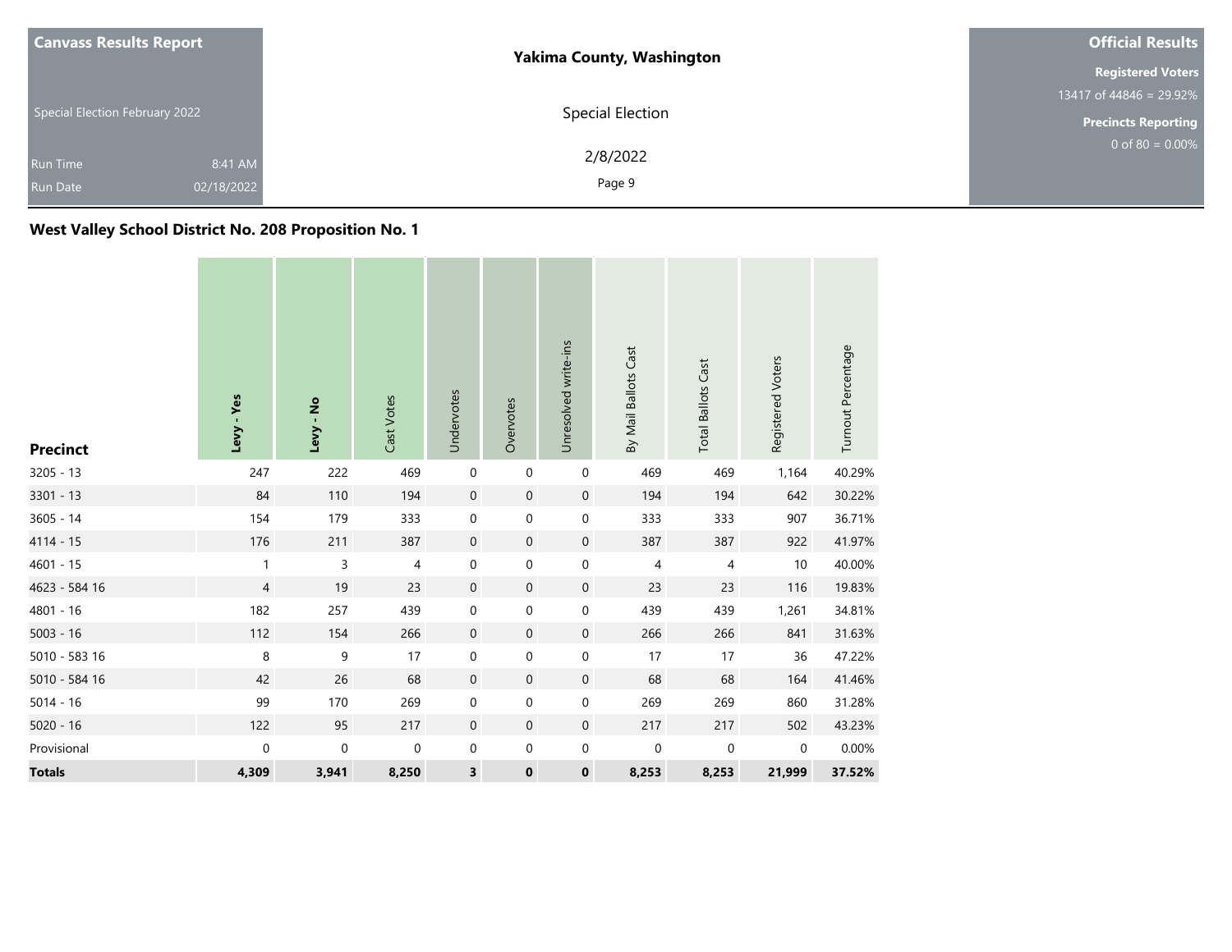**Canvass Results Report**

Special Election February 2022

Run Time 8:41 AM

Run Date 02/18/2022

**Yakima County, Washington**

Special Election

2/8/2022

**Official Results**

**Registered Voters**

13417 of 44846 = 29.92%

**Precincts Reporting**

0 of 80 = 0.00%

## West Valley School District No. 208 Proposition No. 1

| Precinct | Levy - Yes | Levy - No | Cast Votes | Undervotes | Overvotes | Unresolved write-ins | By Mail Ballots Cast | Total Ballots Cast | Registered Voters | Turnout Percentage |
|---|---|---|---|---|---|---|---|---|---|---|
| 3205 - 13 | 247 | 222 | 469 | 0 | 0 | 0 | 469 | 469 | 1,164 | 40.29% |
| 3301 - 13 | 84 | 110 | 194 | 0 | 0 | 0 | 194 | 194 | 642 | 30.22% |
| 3605 - 14 | 154 | 179 | 333 | 0 | 0 | 0 | 333 | 333 | 907 | 36.71% |
| 4114 - 15 | 176 | 211 | 387 | 0 | 0 | 0 | 387 | 387 | 922 | 41.97% |
| 4601 - 15 | 1 | 3 | 4 | 0 | 0 | 0 | 4 | 4 | 10 | 40.00% |
| 4623 - 584 16 | 4 | 19 | 23 | 0 | 0 | 0 | 23 | 23 | 116 | 19.83% |
| 4801 - 16 | 182 | 257 | 439 | 0 | 0 | 0 | 439 | 439 | 1,261 | 34.81% |
| 5003 - 16 | 112 | 154 | 266 | 0 | 0 | 0 | 266 | 266 | 841 | 31.63% |
| 5010 - 583 16 | 8 | 9 | 17 | 0 | 0 | 0 | 17 | 17 | 36 | 47.22% |
| 5010 - 584 16 | 42 | 26 | 68 | 0 | 0 | 0 | 68 | 68 | 164 | 41.46% |
| 5014 - 16 | 99 | 170 | 269 | 0 | 0 | 0 | 269 | 269 | 860 | 31.28% |
| 5020 - 16 | 122 | 95 | 217 | 0 | 0 | 0 | 217 | 217 | 502 | 43.23% |
| Provisional | 0 | 0 | 0 | 0 | 0 | 0 | 0 | 0 | 0 | 0.00% |
| **Totals** | **4,309** | **3,941** | **8,250** | **3** | **0** | **0** | **8,253** | **8,253** | **21,999** | **37.52%** |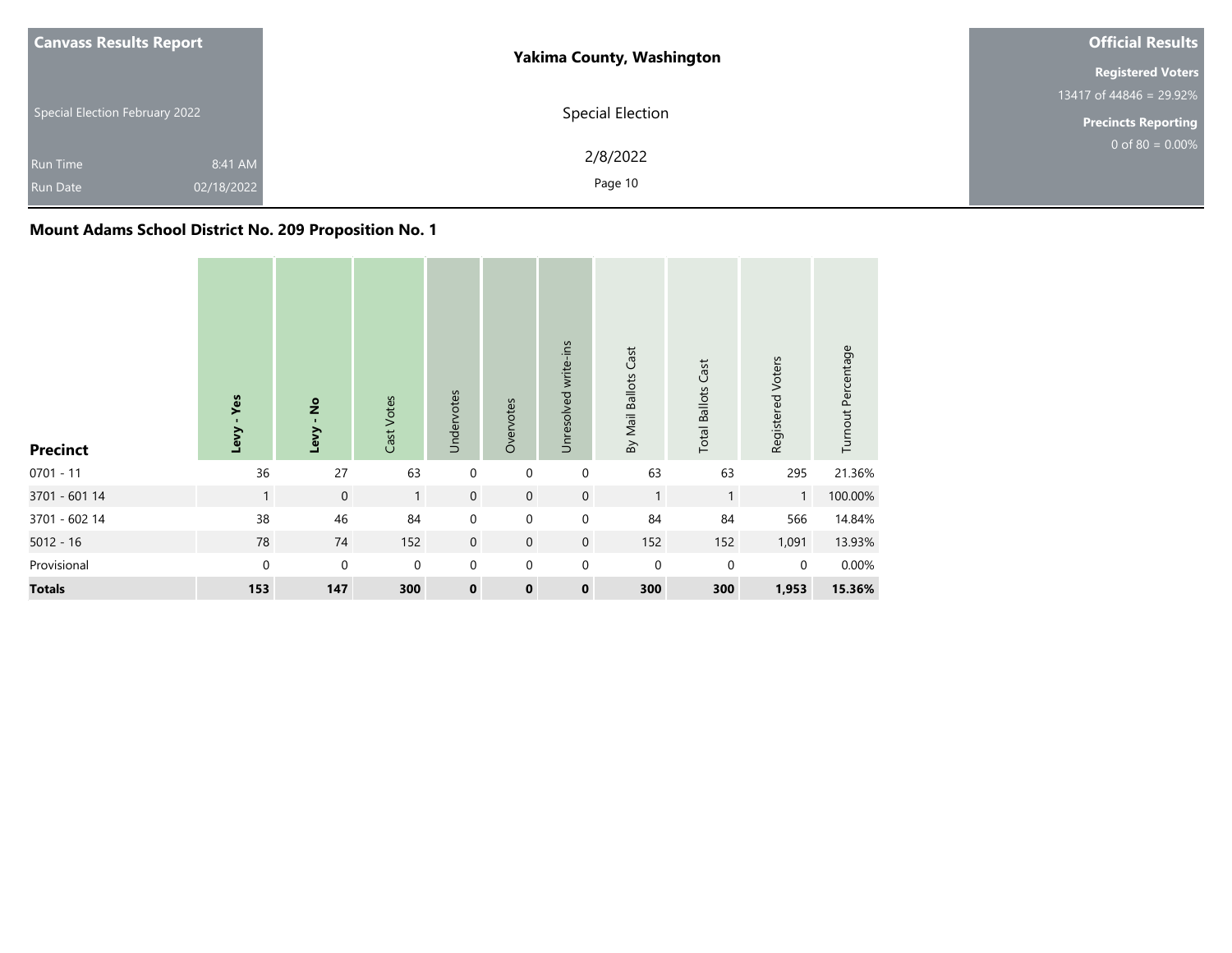## Mount Adams School District No. 209 Proposition No. 1

| Precinct | Levy - Yes | Levy - No | Cast Votes | Undervotes | Overvotes | Unresolved write-ins | By Mail Ballots Cast | Total Ballots Cast | Registered Voters | Turnout Percentage |
|---|---|---|---|---|---|---|---|---|---|---|
| 0701 - 11 | 36 | 27 | 63 | 0 | 0 | 0 | 63 | 63 | 295 | 21.36% |
| 3701 - 601 14 | 1 | 0 | 1 | 0 | 0 | 0 | 1 | 1 | 1 | 100.00% |
| 3701 - 602 14 | 38 | 46 | 84 | 0 | 0 | 0 | 84 | 84 | 566 | 14.84% |
| 5012 - 16 | 78 | 74 | 152 | 0 | 0 | 0 | 152 | 152 | 1,091 | 13.93% |
| Provisional | 0 | 0 | 0 | 0 | 0 | 0 | 0 | 0 | 0 | 0.00% |
| **Totals** | **153** | **147** | **300** | **0** | **0** | **0** | **300** | **300** | **1,953** | **15.36%** |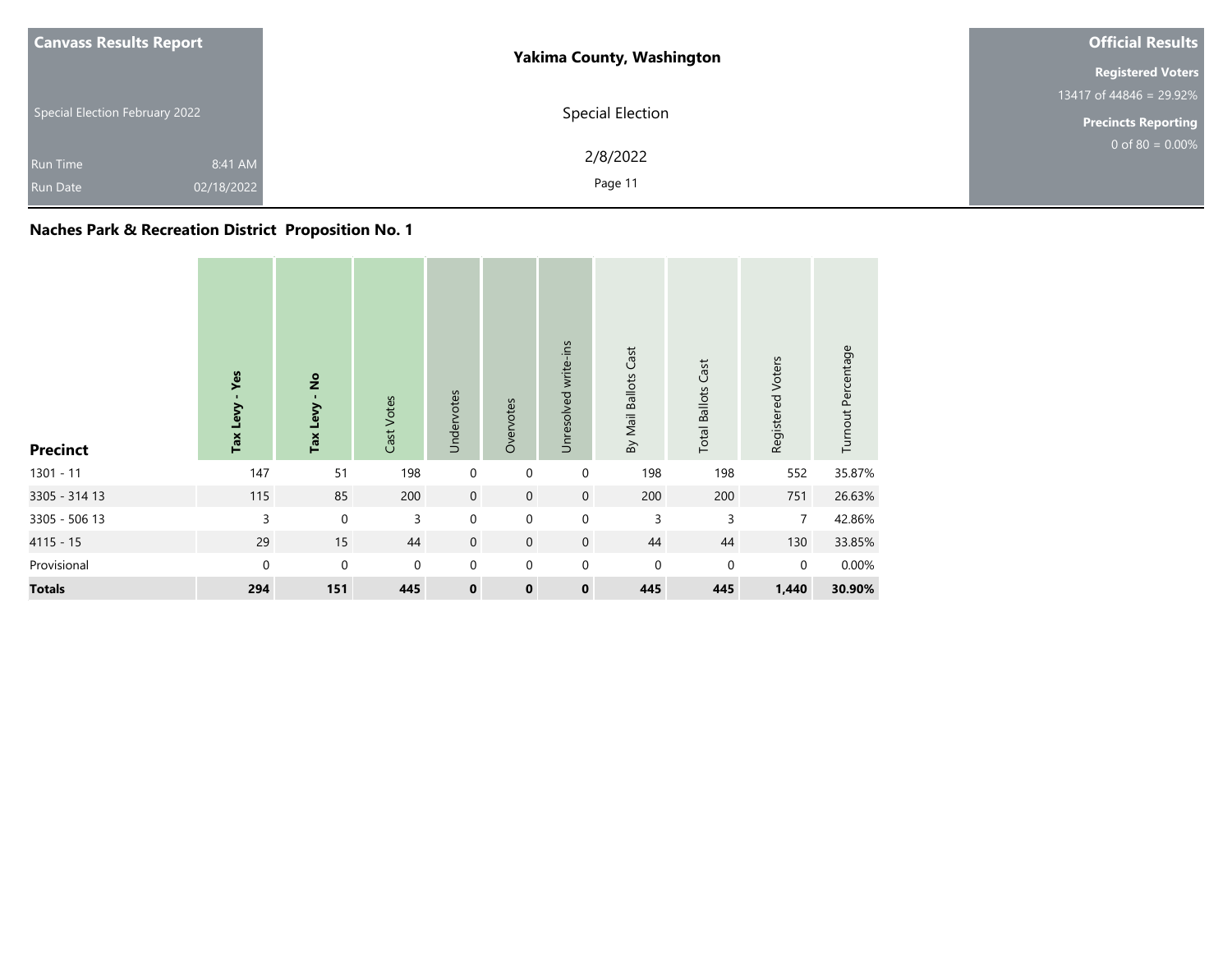| Canvass Results Report | Yakima County, Washington | Official Results |
|---|---|---|
| Special Election February 2022 | Special Election | Registered Voters 13417 of 44846 = 29.92% |
| Run Time 8:41 AM | 2/8/2022 | Precincts Reporting 0 of 80 = 0.00% |
| Run Date 02/18/2022 | | |

## Naches Park & Recreation District Proposition No. 1

| Precinct | **Tax Levy - Yes** | **Tax Levy - No** | Cast Votes | Undervotes | Overvotes | Unresolved write-ins | By Mail Ballots Cast | Total Ballots Cast | Registered Voters | Turnout Percentage |
|---|---|---|---|---|---|---|---|---|---|---|
| 1301 - 11 | 147 | 51 | 198 | 0 | 0 | 0 | 198 | 198 | 552 | 35.87% |
| 3305 - 314 13 | 115 | 85 | 200 | 0 | 0 | 0 | 200 | 200 | 751 | 26.63% |
| 3305 - 506 13 | 3 | 0 | 3 | 0 | 0 | 0 | 3 | 3 | 7 | 42.86% |
| 4115 - 15 | 29 | 15 | 44 | 0 | 0 | 0 | 44 | 44 | 130 | 33.85% |
| Provisional | 0 | 0 | 0 | 0 | 0 | 0 | 0 | 0 | 0 | 0.00% |
| **Totals** | **294** | **151** | **445** | **0** | **0** | **0** | **445** | **445** | **1,440** | **30.90%** |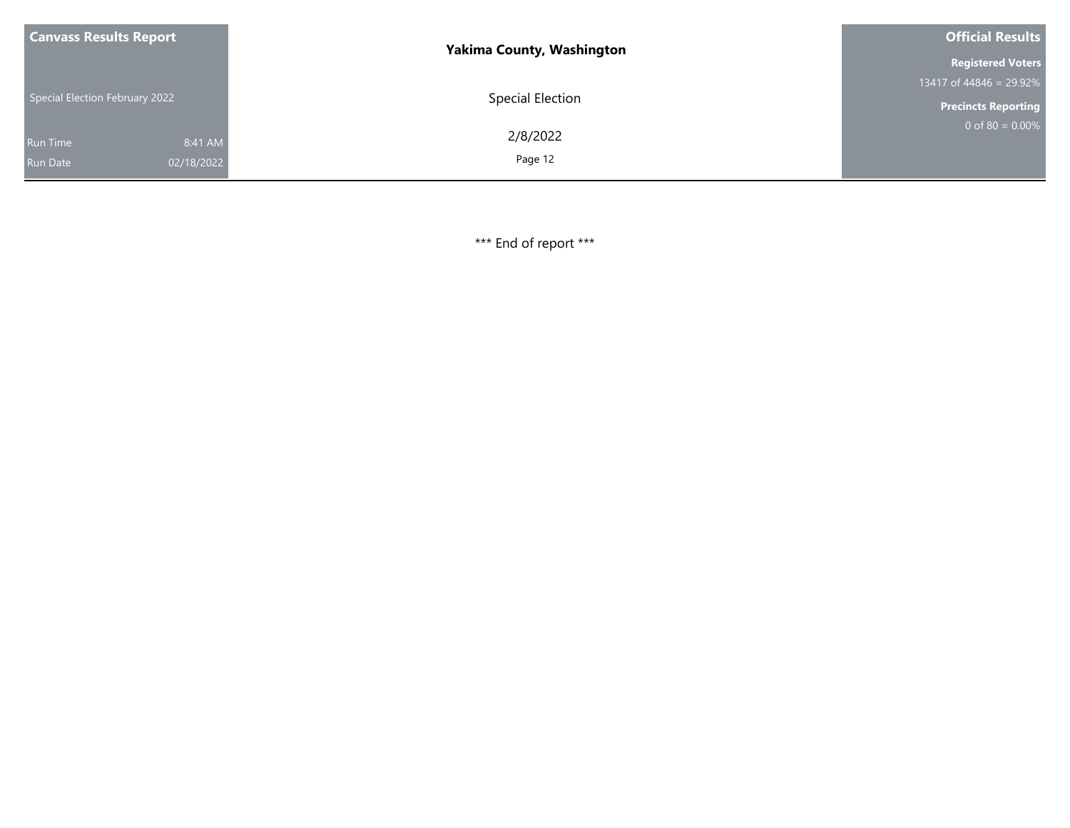*** End of report ***